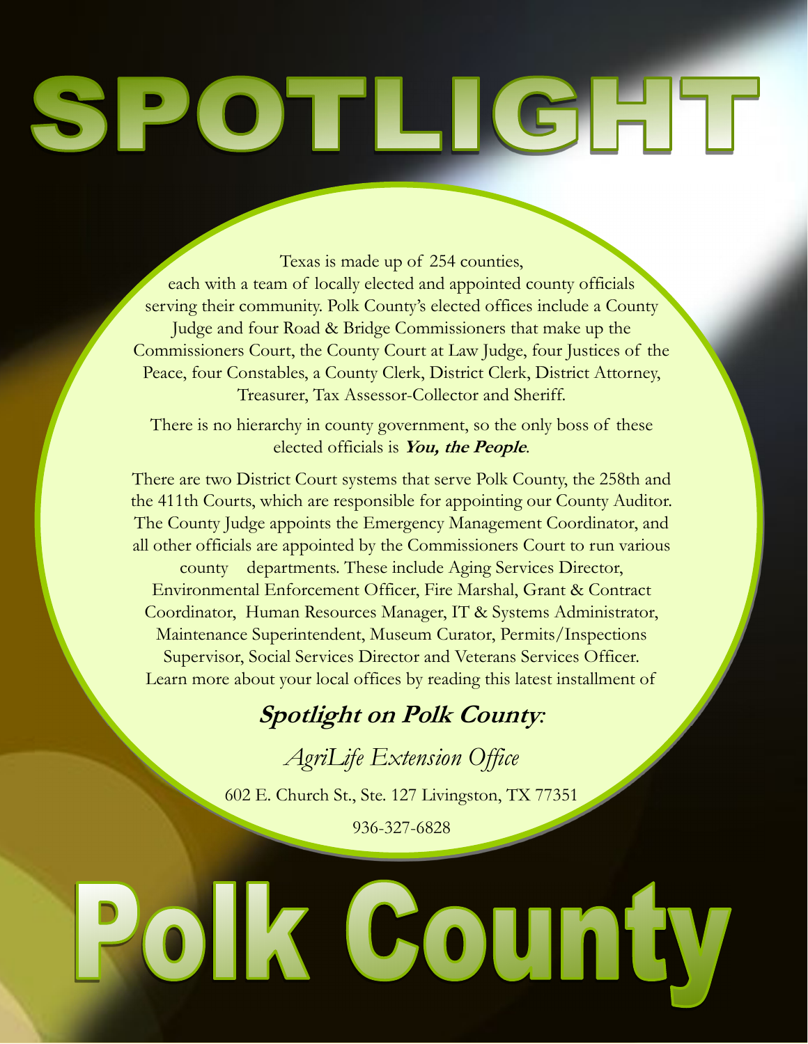# SPOTLIGHT

Texas is made up of 254 counties, each with a team of locally elected and appointed county officials serving their community. Polk County's elected offices include a County Judge and four Road & Bridge Commissioners that make up the Commissioners Court, the County Court at Law Judge, four Justices of the Peace, four Constables, a County Clerk, District Clerk, District Attorney, Treasurer, Tax Assessor-Collector and Sheriff.

There is no hierarchy in county government, so the only boss of these elected officials is ***You, the People***.

There are two District Court systems that serve Polk County, the 258th and the 411th Courts, which are responsible for appointing our County Auditor. The County Judge appoints the Emergency Management Coordinator, and all other officials are appointed by the Commissioners Court to run various county departments. These include Aging Services Director, Environmental Enforcement Officer, Fire Marshal, Grant & Contract Coordinator, Human Resources Manager, IT & Systems Administrator, Maintenance Superintendent, Museum Curator, Permits/Inspections Supervisor, Social Services Director and Veterans Services Officer. Learn more about your local offices by reading this latest installment of

## ***Spotlight on Polk County:***

*AgriLife Extension Office*

602 E. Church St., Ste. 127 Livingston, TX 77351

936-327-6828

# Polk County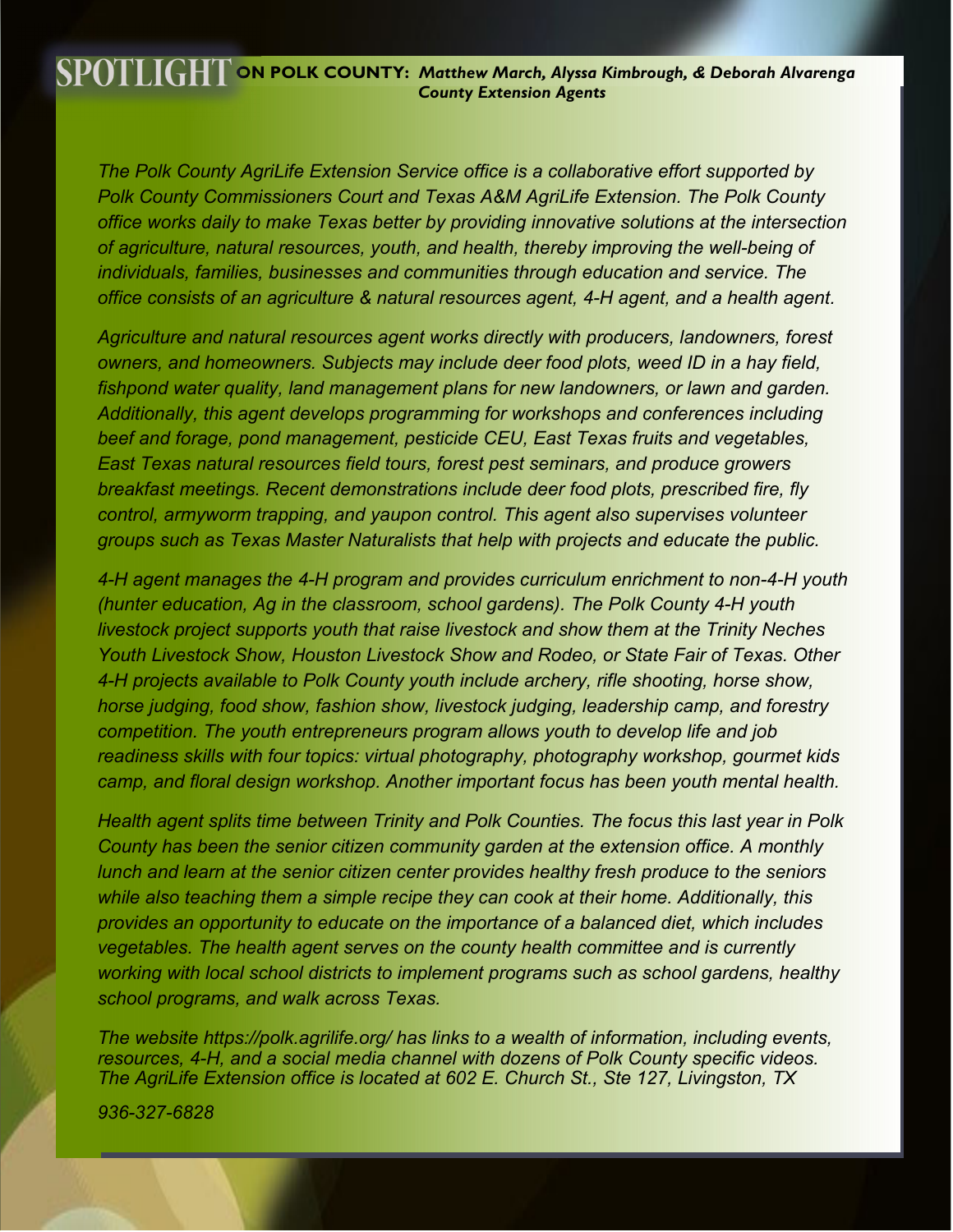# SPOTLIGHT ON POLK COUNTY: *Matthew March, Alyssa Kimbrough, & Deborah Alvarenga*

*County Extension Agents*

*The Polk County AgriLife Extension Service office is a collaborative effort supported by Polk County Commissioners Court and Texas A&M AgriLife Extension. The Polk County office works daily to make Texas better by providing innovative solutions at the intersection of agriculture, natural resources, youth, and health, thereby improving the well-being of individuals, families, businesses and communities through education and service. The office consists of an agriculture & natural resources agent, 4-H agent, and a health agent.*

*Agriculture and natural resources agent works directly with producers, landowners, forest owners, and homeowners. Subjects may include deer food plots, weed ID in a hay field, fishpond water quality, land management plans for new landowners, or lawn and garden. Additionally, this agent develops programming for workshops and conferences including beef and forage, pond management, pesticide CEU, East Texas fruits and vegetables, East Texas natural resources field tours, forest pest seminars, and produce growers breakfast meetings. Recent demonstrations include deer food plots, prescribed fire, fly control, armyworm trapping, and yaupon control. This agent also supervises volunteer groups such as Texas Master Naturalists that help with projects and educate the public.*

*4-H agent manages the 4-H program and provides curriculum enrichment to non-4-H youth (hunter education, Ag in the classroom, school gardens). The Polk County 4-H youth livestock project supports youth that raise livestock and show them at the Trinity Neches Youth Livestock Show, Houston Livestock Show and Rodeo, or State Fair of Texas. Other 4-H projects available to Polk County youth include archery, rifle shooting, horse show, horse judging, food show, fashion show, livestock judging, leadership camp, and forestry competition. The youth entrepreneurs program allows youth to develop life and job readiness skills with four topics: virtual photography, photography workshop, gourmet kids camp, and floral design workshop. Another important focus has been youth mental health.*

*Health agent splits time between Trinity and Polk Counties. The focus this last year in Polk County has been the senior citizen community garden at the extension office. A monthly lunch and learn at the senior citizen center provides healthy fresh produce to the seniors while also teaching them a simple recipe they can cook at their home. Additionally, this provides an opportunity to educate on the importance of a balanced diet, which includes vegetables. The health agent serves on the county health committee and is currently working with local school districts to implement programs such as school gardens, healthy school programs, and walk across Texas.*

*The website https://polk.agrilife.org/ has links to a wealth of information, including events, resources, 4-H, and a social media channel with dozens of Polk County specific videos. The AgriLife Extension office is located at 602 E. Church St., Ste 127, Livingston, TX*

*936-327-6828*